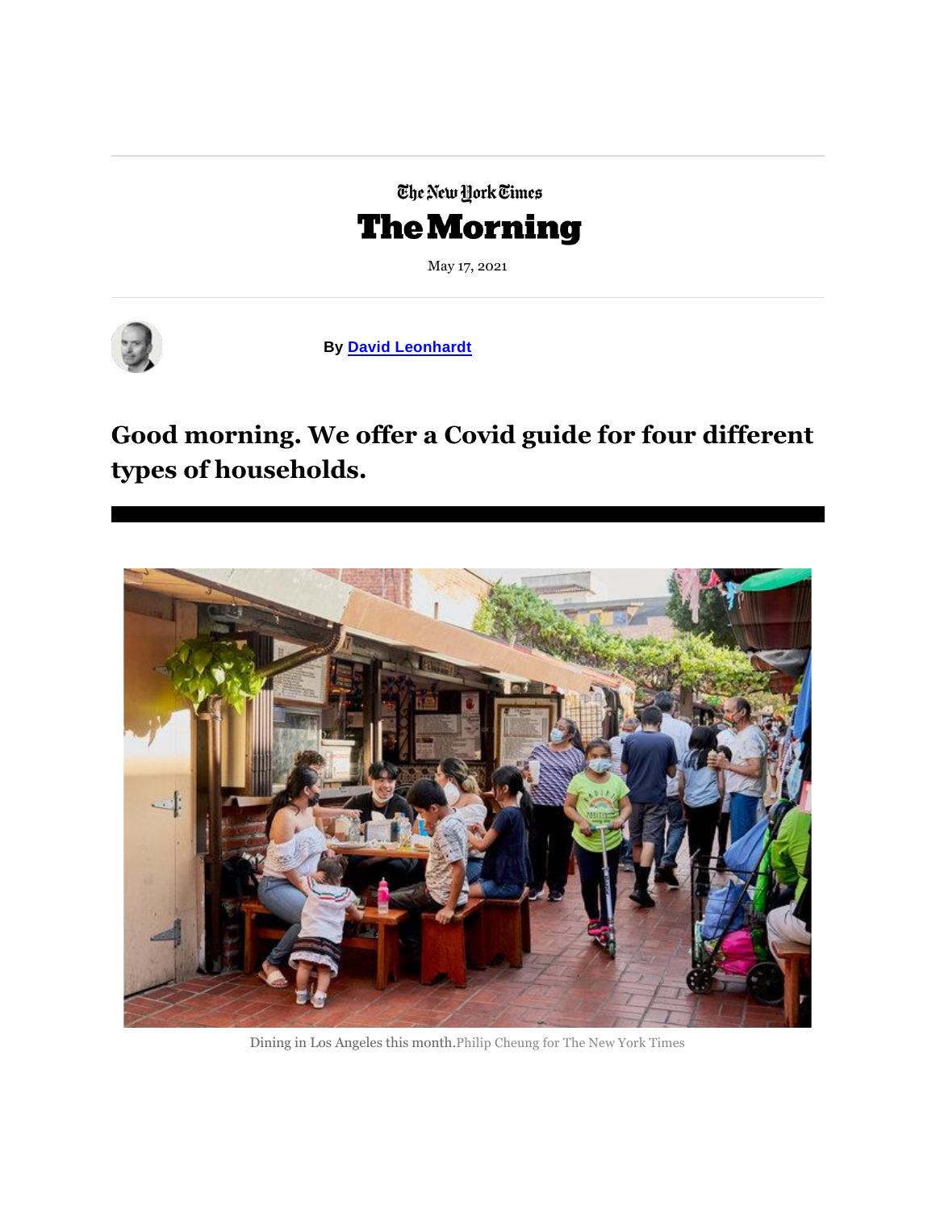The New York Times

# The Morning

May 17, 2021

By **David Leonhardt**

## Good morning. We offer a Covid guide for four different types of households.

Dining in Los Angeles this month. Philip Cheung for The New York Times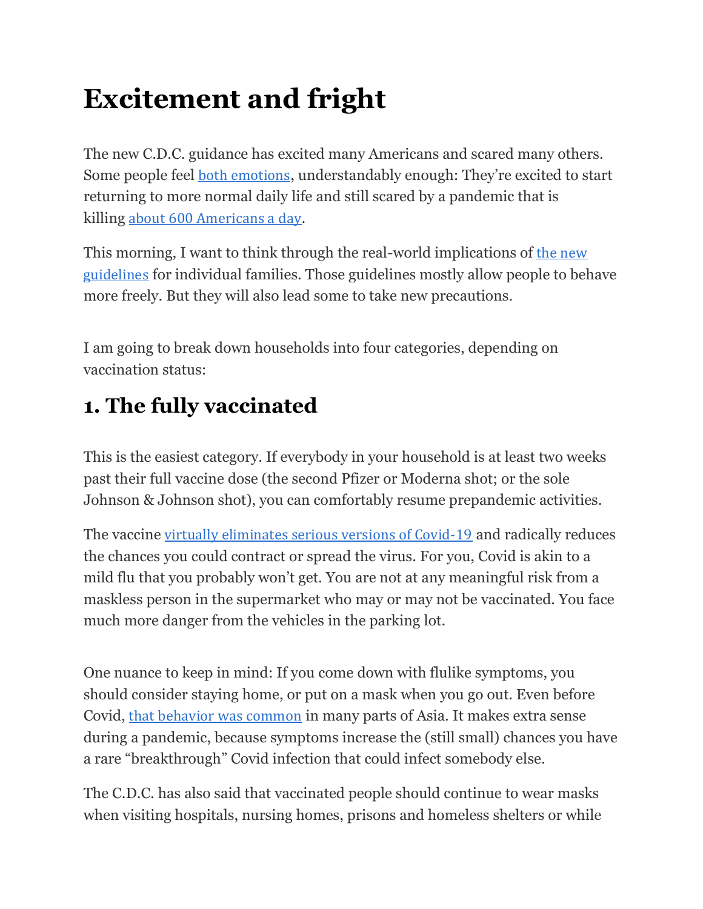# Excitement and fright

The new C.D.C. guidance has excited many Americans and scared many others. Some people feel both emotions, understandably enough: They're excited to start returning to more normal daily life and still scared by a pandemic that is killing about 600 Americans a day.

This morning, I want to think through the real-world implications of the new guidelines for individual families. Those guidelines mostly allow people to behave more freely. But they will also lead some to take new precautions.

I am going to break down households into four categories, depending on vaccination status:

## 1. The fully vaccinated

This is the easiest category. If everybody in your household is at least two weeks past their full vaccine dose (the second Pfizer or Moderna shot; or the sole Johnson & Johnson shot), you can comfortably resume prepandemic activities.

The vaccine virtually eliminates serious versions of Covid-19 and radically reduces the chances you could contract or spread the virus. For you, Covid is akin to a mild flu that you probably won't get. You are not at any meaningful risk from a maskless person in the supermarket who may or may not be vaccinated. You face much more danger from the vehicles in the parking lot.

One nuance to keep in mind: If you come down with flulike symptoms, you should consider staying home, or put on a mask when you go out. Even before Covid, that behavior was common in many parts of Asia. It makes extra sense during a pandemic, because symptoms increase the (still small) chances you have a rare "breakthrough" Covid infection that could infect somebody else.

The C.D.C. has also said that vaccinated people should continue to wear masks when visiting hospitals, nursing homes, prisons and homeless shelters or while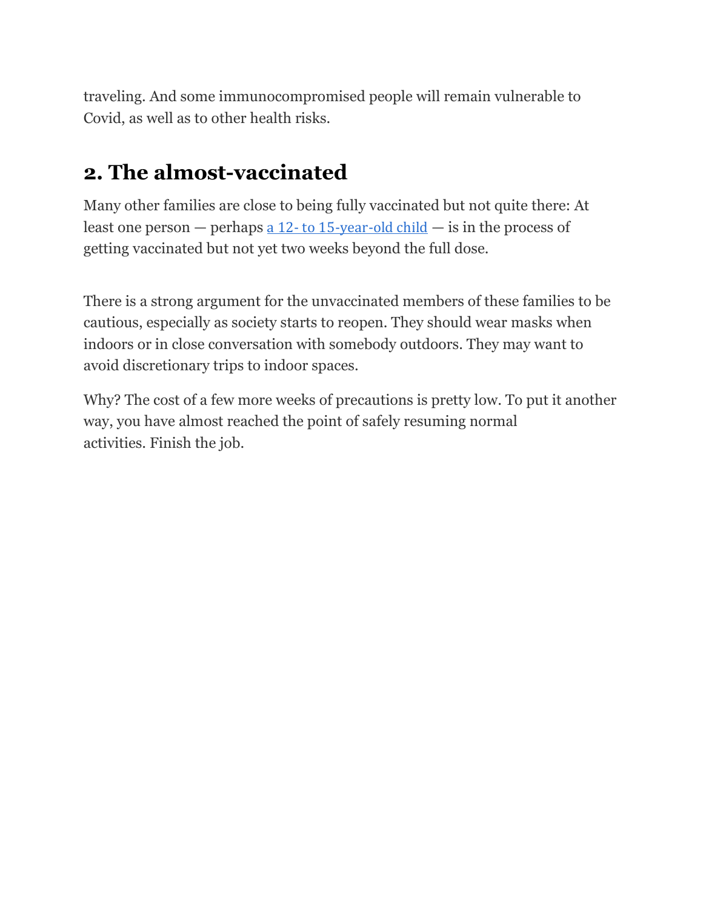traveling. And some immunocompromised people will remain vulnerable to Covid, as well as to other health risks.

## 2. The almost-vaccinated

Many other families are close to being fully vaccinated but not quite there: At least one person — perhaps a 12- to 15-year-old child — is in the process of getting vaccinated but not yet two weeks beyond the full dose.

There is a strong argument for the unvaccinated members of these families to be cautious, especially as society starts to reopen. They should wear masks when indoors or in close conversation with somebody outdoors. They may want to avoid discretionary trips to indoor spaces.

Why? The cost of a few more weeks of precautions is pretty low. To put it another way, you have almost reached the point of safely resuming normal activities. Finish the job.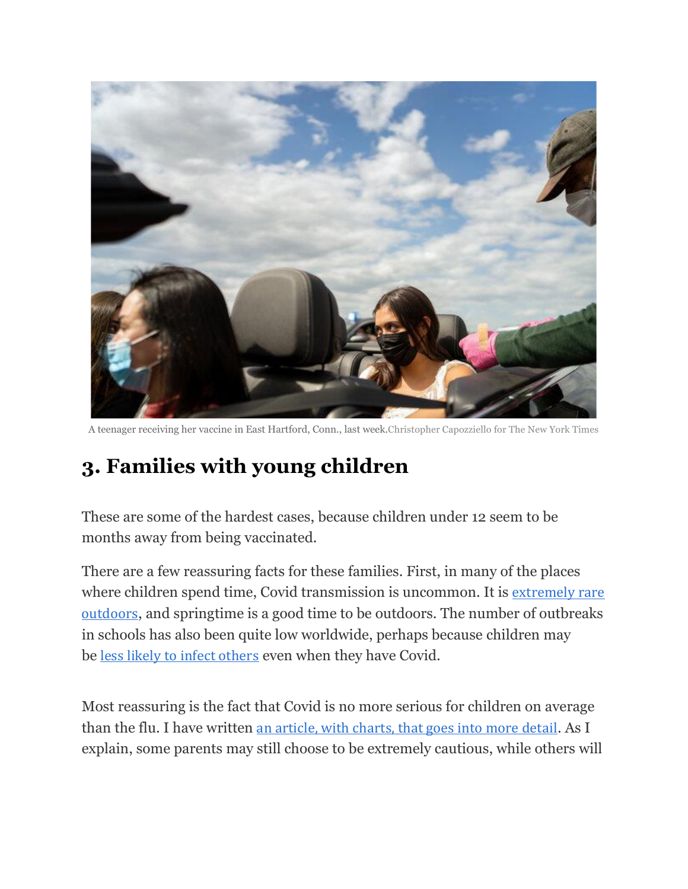A teenager receiving her vaccine in East Hartford, Conn., last week.Christopher Capozziello for The New York Times

## 3. Families with young children

These are some of the hardest cases, because children under 12 seem to be months away from being vaccinated.

There are a few reassuring facts for these families. First, in many of the places where children spend time, Covid transmission is uncommon. It is extremely rare outdoors, and springtime is a good time to be outdoors. The number of outbreaks in schools has also been quite low worldwide, perhaps because children may be less likely to infect others even when they have Covid.

Most reassuring is the fact that Covid is no more serious for children on average than the flu. I have written an article, with charts, that goes into more detail. As I explain, some parents may still choose to be extremely cautious, while others will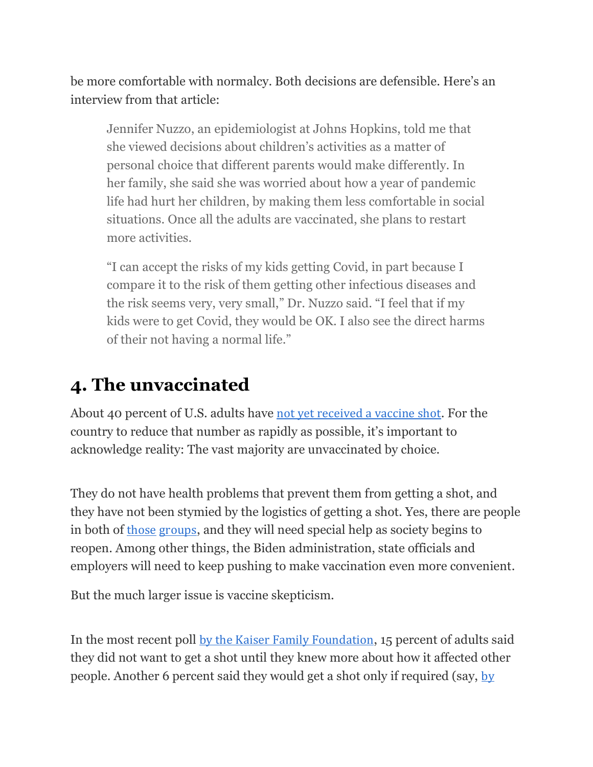be more comfortable with normalcy. Both decisions are defensible. Here's an interview from that article:

> Jennifer Nuzzo, an epidemiologist at Johns Hopkins, told me that she viewed decisions about children's activities as a matter of personal choice that different parents would make differently. In her family, she said she was worried about how a year of pandemic life had hurt her children, by making them less comfortable in social situations. Once all the adults are vaccinated, she plans to restart more activities.
>
> "I can accept the risks of my kids getting Covid, in part because I compare it to the risk of them getting other infectious diseases and the risk seems very, very small," Dr. Nuzzo said. "I feel that if my kids were to get Covid, they would be OK. I also see the direct harms of their not having a normal life."

## 4. The unvaccinated

About 40 percent of U.S. adults have not yet received a vaccine shot. For the country to reduce that number as rapidly as possible, it's important to acknowledge reality: The vast majority are unvaccinated by choice.

They do not have health problems that prevent them from getting a shot, and they have not been stymied by the logistics of getting a shot. Yes, there are people in both of those groups, and they will need special help as society begins to reopen. Among other things, the Biden administration, state officials and employers will need to keep pushing to make vaccination even more convenient.

But the much larger issue is vaccine skepticism.

In the most recent poll by the Kaiser Family Foundation, 15 percent of adults said they did not want to get a shot until they knew more about how it affected other people. Another 6 percent said they would get a shot only if required (say, by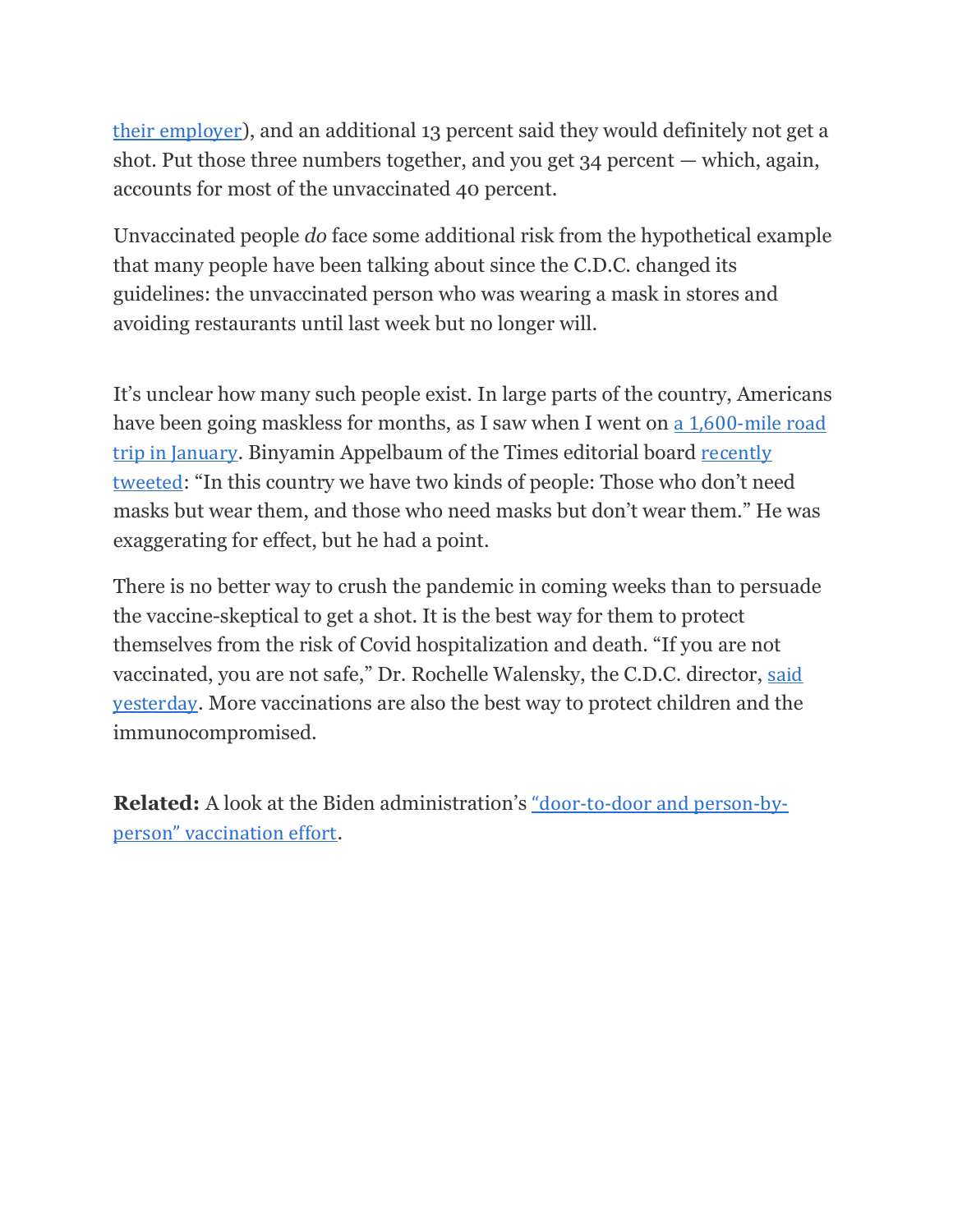their employer), and an additional 13 percent said they would definitely not get a shot. Put those three numbers together, and you get 34 percent — which, again, accounts for most of the unvaccinated 40 percent.

Unvaccinated people *do* face some additional risk from the hypothetical example that many people have been talking about since the C.D.C. changed its guidelines: the unvaccinated person who was wearing a mask in stores and avoiding restaurants until last week but no longer will.

It's unclear how many such people exist. In large parts of the country, Americans have been going maskless for months, as I saw when I went on a 1,600-mile road trip in January. Binyamin Appelbaum of the Times editorial board recently tweeted: "In this country we have two kinds of people: Those who don't need masks but wear them, and those who need masks but don't wear them." He was exaggerating for effect, but he had a point.

There is no better way to crush the pandemic in coming weeks than to persuade the vaccine-skeptical to get a shot. It is the best way for them to protect themselves from the risk of Covid hospitalization and death. "If you are not vaccinated, you are not safe," Dr. Rochelle Walensky, the C.D.C. director, said yesterday. More vaccinations are also the best way to protect children and the immunocompromised.

**Related:** A look at the Biden administration's "door-to-door and person-by-person" vaccination effort.